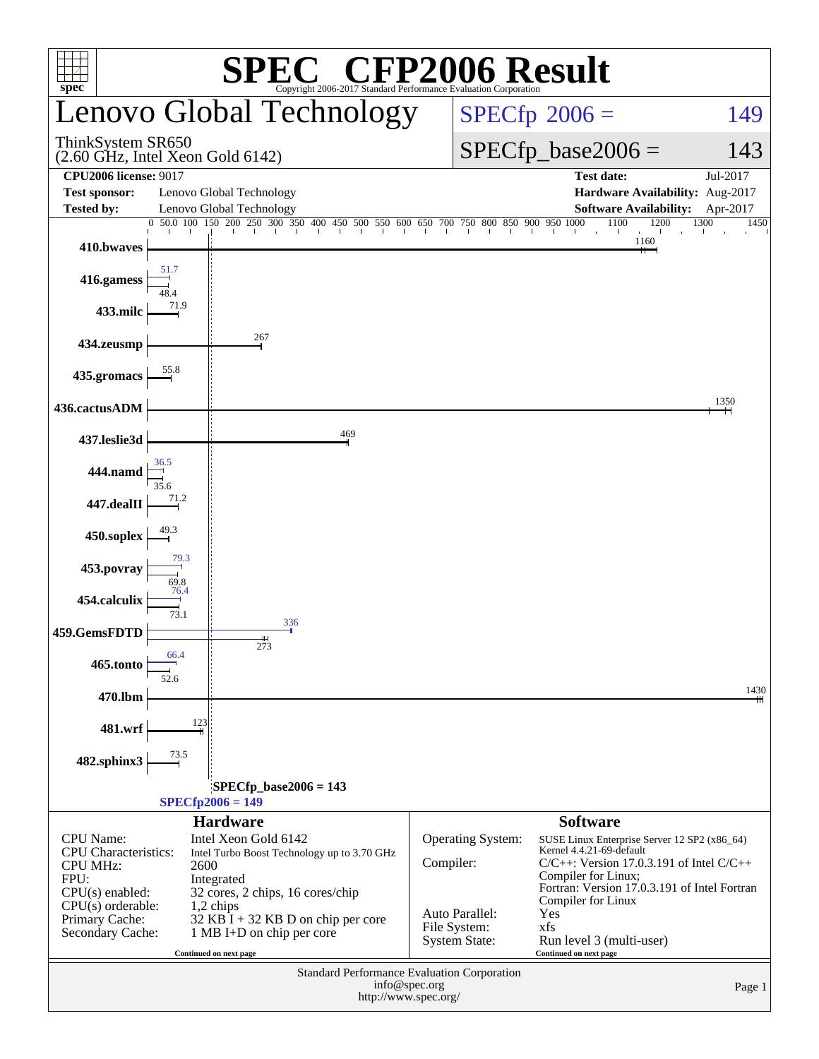# SPEC CFP2006 Result

Copyright 2006-2017 Standard Performance Evaluation Corporation

## Lenovo Global Technology

ThinkSystem SR650
(2.60 GHz, Intel Xeon Gold 6142)

SPECfp 2006 = 149

SPECfp_base2006 = 143

| | | | |
|---|---|---|---|
| **CPU2006 license:** 9017 | | **Test date:** | Jul-2017 |
| **Test sponsor:** | Lenovo Global Technology | **Hardware Availability:** | Aug-2017 |
| **Tested by:** | Lenovo Global Technology | **Software Availability:** | Apr-2017 |

| Benchmark | Peak | Base |
|---|---|---|
| 410.bwaves | | 1160 |
| 416.gamess | 51.7 | 48.4 |
| 433.milc | | 71.9 |
| 434.zeusmp | | 267 |
| 435.gromacs | | 55.8 |
| 436.cactusADM | | 1350 |
| 437.leslie3d | | 469 |
| 444.namd | 36.5 | 35.6 |
| 447.dealII | | 71.2 |
| 450.soplex | | 49.3 |
| 453.povray | 79.3 | 69.8 |
| 454.calculix | 76.4 | 73.1 |
| 459.GemsFDTD | 336 | 273 |
| 465.tonto | 66.4 | 52.6 |
| 470.lbm | | 1430 |
| 481.wrf | | 123 |
| 482.sphinx3 | | 73.5 |

SPECfp_base2006 = 143
SPECfp2006 = 149

### Hardware

| | |
|---|---|
| CPU Name: | Intel Xeon Gold 6142 |
| CPU Characteristics: | Intel Turbo Boost Technology up to 3.70 GHz |
| CPU MHz: | 2600 |
| FPU: | Integrated |
| CPU(s) enabled: | 32 cores, 2 chips, 16 cores/chip |
| CPU(s) orderable: | 1,2 chips |
| Primary Cache: | 32 KB I + 32 KB D on chip per core |
| Secondary Cache: | 1 MB I+D on chip per core |

Continued on next page

### Software

| | |
|---|---|
| Operating System: | SUSE Linux Enterprise Server 12 SP2 (x86_64) Kernel 4.4.21-69-default |
| Compiler: | C/C++: Version 17.0.3.191 of Intel C/C++ Compiler for Linux; Fortran: Version 17.0.3.191 of Intel Fortran Compiler for Linux |
| Auto Parallel: | Yes |
| File System: | xfs |
| System State: | Run level 3 (multi-user) |

Continued on next page

Standard Performance Evaluation Corporation
info@spec.org
http://www.spec.org/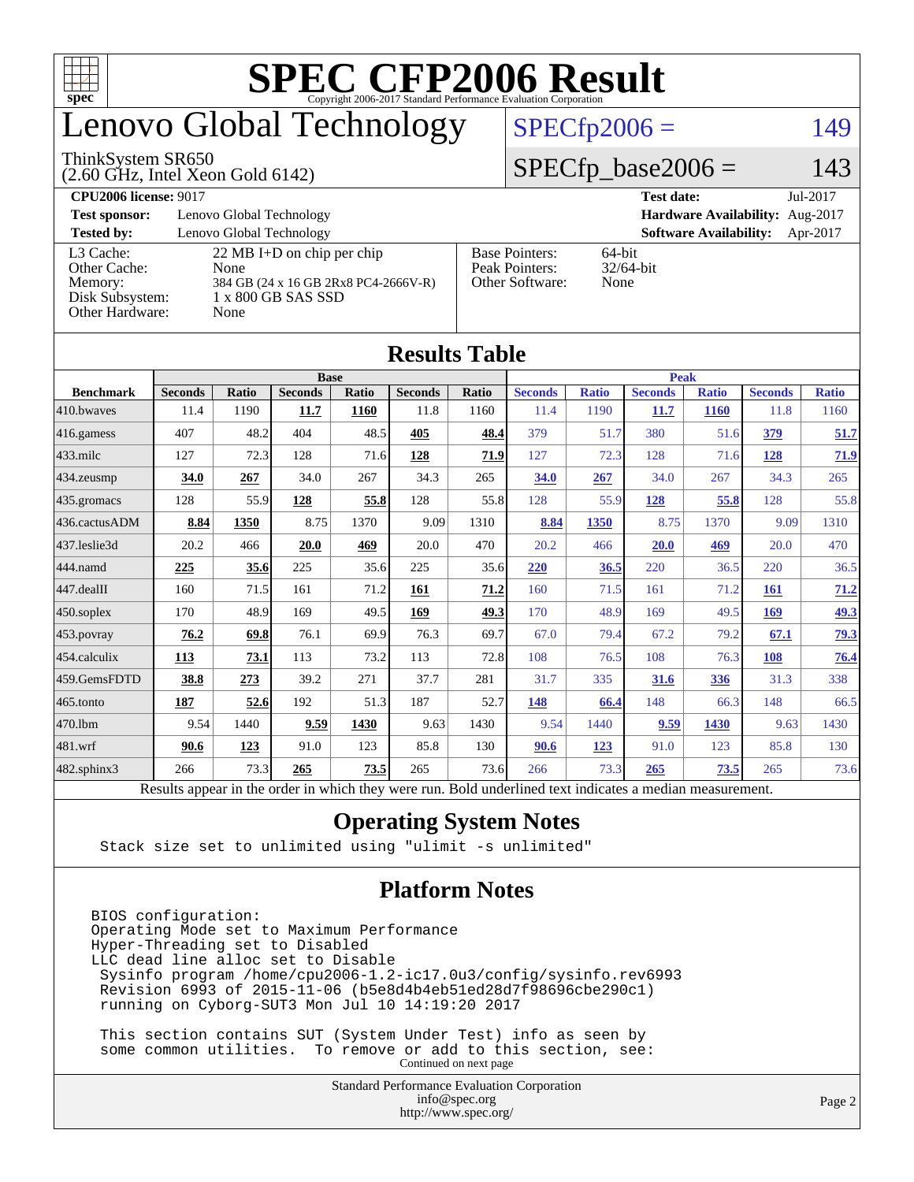# SPEC CFP2006 Result

Copyright 2006-2017 Standard Performance Evaluation Corporation

## Lenovo Global Technology

ThinkSystem SR650
(2.60 GHz, Intel Xeon Gold 6142)

SPECfp2006 = 149

SPECfp_base2006 = 143

| | | | |
|---|---|---|---|
| **CPU2006 license:** 9017 | | **Test date:** | Jul-2017 |
| **Test sponsor:** | Lenovo Global Technology | **Hardware Availability:** | Aug-2017 |
| **Tested by:** | Lenovo Global Technology | **Software Availability:** | Apr-2017 |

| | | | |
|---|---|---|---|
| L3 Cache: | 22 MB I+D on chip per chip | Base Pointers: | 64-bit |
| Other Cache: | None | Peak Pointers: | 32/64-bit |
| Memory: | 384 GB (24 x 16 GB 2Rx8 PC4-2666V-R) | Other Software: | None |
| Disk Subsystem: | 1 x 800 GB SAS SSD | | |
| Other Hardware: | None | | |

## Results Table

| | Base | | | | | | Peak | | | | | |
|---|---|---|---|---|---|---|---|---|---|---|---|---|
| **Benchmark** | **Seconds** | **Ratio** | **Seconds** | **Ratio** | **Seconds** | **Ratio** | **Seconds** | **Ratio** | **Seconds** | **Ratio** | **Seconds** | **Ratio** |
| 410.bwaves | 11.4 | 1190 | **11.7** | **1160** | 11.8 | 1160 | 11.4 | 1190 | **11.7** | **1160** | 11.8 | 1160 |
| 416.gamess | 407 | 48.2 | 404 | 48.5 | **405** | **48.4** | 379 | 51.7 | 380 | 51.6 | **379** | **51.7** |
| 433.milc | 127 | 72.3 | 128 | 71.6 | **128** | **71.9** | 127 | 72.3 | 128 | 71.6 | **128** | **71.9** |
| 434.zeusmp | **34.0** | **267** | 34.0 | 267 | 34.3 | 265 | **34.0** | **267** | 34.0 | 267 | 34.3 | 265 |
| 435.gromacs | 128 | 55.9 | **128** | **55.8** | 128 | 55.8 | 128 | 55.9 | **128** | **55.8** | 128 | 55.8 |
| 436.cactusADM | **8.84** | **1350** | 8.75 | 1370 | 9.09 | 1310 | **8.84** | **1350** | 8.75 | 1370 | 9.09 | 1310 |
| 437.leslie3d | 20.2 | 466 | **20.0** | **469** | 20.0 | 470 | 20.2 | 466 | **20.0** | **469** | 20.0 | 470 |
| 444.namd | **225** | **35.6** | 225 | 35.6 | 225 | 35.6 | **220** | **36.5** | 220 | 36.5 | 220 | 36.5 |
| 447.dealII | 160 | 71.5 | 161 | 71.2 | **161** | **71.2** | 160 | 71.5 | 161 | 71.2 | **161** | **71.2** |
| 450.soplex | 170 | 48.9 | 169 | 49.5 | **169** | **49.3** | 170 | 48.9 | 169 | 49.5 | **169** | **49.3** |
| 453.povray | **76.2** | **69.8** | 76.1 | 69.9 | 76.3 | 69.7 | 67.0 | 79.4 | 67.2 | 79.2 | **67.1** | **79.3** |
| 454.calculix | **113** | **73.1** | 113 | 73.2 | 113 | 72.8 | 108 | 76.5 | 108 | 76.3 | **108** | **76.4** |
| 459.GemsFDTD | **38.8** | **273** | 39.2 | 271 | 37.7 | 281 | 31.7 | 335 | **31.6** | **336** | 31.3 | 338 |
| 465.tonto | **187** | **52.6** | 192 | 51.3 | 187 | 52.7 | **148** | **66.4** | 148 | 66.3 | 148 | 66.5 |
| 470.lbm | 9.54 | 1440 | **9.59** | **1430** | 9.63 | 1430 | 9.54 | 1440 | **9.59** | **1430** | 9.63 | 1430 |
| 481.wrf | **90.6** | **123** | 91.0 | 123 | 85.8 | 130 | **90.6** | **123** | 91.0 | 123 | 85.8 | 130 |
| 482.sphinx3 | 266 | 73.3 | **265** | **73.5** | 265 | 73.6 | 266 | 73.3 | **265** | **73.5** | 265 | 73.6 |

Results appear in the order in which they were run. Bold underlined text indicates a median measurement.

## Operating System Notes

```
Stack size set to unlimited using "ulimit -s unlimited"
```

## Platform Notes

```
BIOS configuration:
Operating Mode set to Maximum Performance
Hyper-Threading set to Disabled
LLC dead line alloc set to Disable
 Sysinfo program /home/cpu2006-1.2-ic17.0u3/config/sysinfo.rev6993
 Revision 6993 of 2015-11-06 (b5e8d4b4eb51ed28d7f98696cbe290c1)
 running on Cyborg-SUT3 Mon Jul 10 14:19:20 2017

 This section contains SUT (System Under Test) info as seen by
 some common utilities.  To remove or add to this section, see:
```

Continued on next page

Standard Performance Evaluation Corporation
info@spec.org
http://www.spec.org/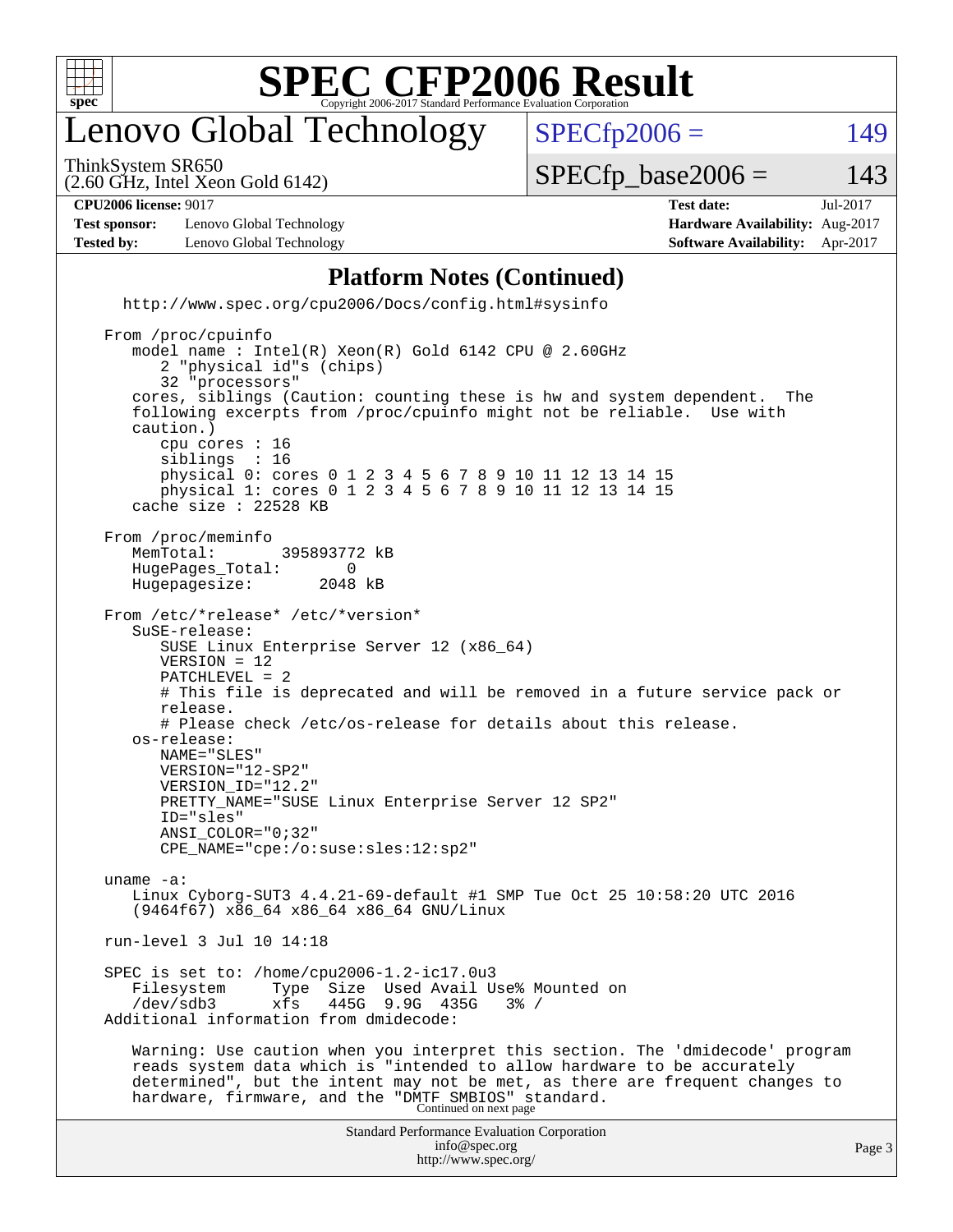# SPEC CFP2006 Result

Copyright 2006-2017 Standard Performance Evaluation Corporation

## Lenovo Global Technology

ThinkSystem SR650
(2.60 GHz, Intel Xeon Gold 6142)

SPECfp2006 = 149

SPECfp_base2006 = 143

| | | | |
|---|---|---|---|
| **CPU2006 license:** 9017 | | **Test date:** | Jul-2017 |
| **Test sponsor:** | Lenovo Global Technology | **Hardware Availability:** | Aug-2017 |
| **Tested by:** | Lenovo Global Technology | **Software Availability:** | Apr-2017 |

### Platform Notes (Continued)

```
  http://www.spec.org/cpu2006/Docs/config.html#sysinfo

From /proc/cpuinfo
   model name : Intel(R) Xeon(R) Gold 6142 CPU @ 2.60GHz
      2 "physical id"s (chips)
      32 "processors"
   cores, siblings (Caution: counting these is hw and system dependent.  The
   following excerpts from /proc/cpuinfo might not be reliable.  Use with
   caution.)
      cpu cores : 16
      siblings  : 16
      physical 0: cores 0 1 2 3 4 5 6 7 8 9 10 11 12 13 14 15
      physical 1: cores 0 1 2 3 4 5 6 7 8 9 10 11 12 13 14 15
   cache size : 22528 KB

From /proc/meminfo
   MemTotal:       395893772 kB
   HugePages_Total:       0
   Hugepagesize:       2048 kB

From /etc/*release* /etc/*version*
   SuSE-release:
      SUSE Linux Enterprise Server 12 (x86_64)
      VERSION = 12
      PATCHLEVEL = 2
      # This file is deprecated and will be removed in a future service pack or
      release.
      # Please check /etc/os-release for details about this release.
   os-release:
      NAME="SLES"
      VERSION="12-SP2"
      VERSION_ID="12.2"
      PRETTY_NAME="SUSE Linux Enterprise Server 12 SP2"
      ID="sles"
      ANSI_COLOR="0;32"
      CPE_NAME="cpe:/o:suse:sles:12:sp2"

uname -a:
   Linux Cyborg-SUT3 4.4.21-69-default #1 SMP Tue Oct 25 10:58:20 UTC 2016
   (9464f67) x86_64 x86_64 x86_64 GNU/Linux

run-level 3 Jul 10 14:18

SPEC is set to: /home/cpu2006-1.2-ic17.0u3
   Filesystem     Type  Size  Used Avail Use% Mounted on
   /dev/sdb3      xfs   445G  9.9G  435G   3% /
Additional information from dmidecode:

   Warning: Use caution when you interpret this section. The 'dmidecode' program
   reads system data which is "intended to allow hardware to be accurately
   determined", but the intent may not be met, as there are frequent changes to
   hardware, firmware, and the "DMTF SMBIOS" standard.
```

Continued on next page

Standard Performance Evaluation Corporation
info@spec.org
http://www.spec.org/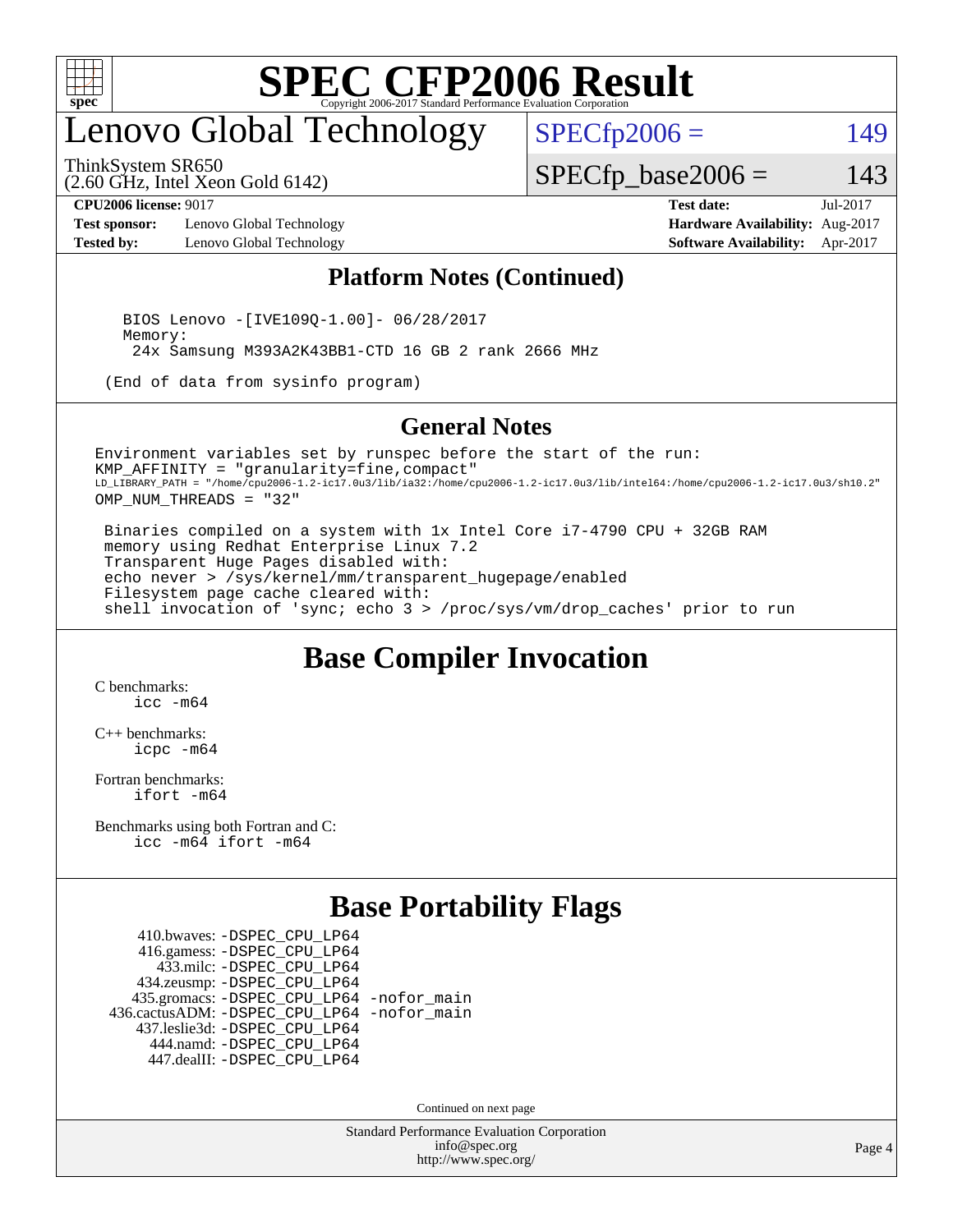# Lenovo Global Technology

ThinkSystem SR650
(2.60 GHz, Intel Xeon Gold 6142)

SPECfp2006 = 149

SPECfp_base2006 = 143

**CPU2006 license:** 9017 **Test date:** Jul-2017
**Test sponsor:** Lenovo Global Technology **Hardware Availability:** Aug-2017
**Tested by:** Lenovo Global Technology **Software Availability:** Apr-2017

## Platform Notes (Continued)

```
  BIOS Lenovo -[IVE109Q-1.00]- 06/28/2017
  Memory:
   24x Samsung M393A2K43BB1-CTD 16 GB 2 rank 2666 MHz

 (End of data from sysinfo program)
```

## General Notes

```
Environment variables set by runspec before the start of the run:
KMP_AFFINITY = "granularity=fine,compact"
LD_LIBRARY_PATH = "/home/cpu2006-1.2-ic17.0u3/lib/ia32:/home/cpu2006-1.2-ic17.0u3/lib/intel64:/home/cpu2006-1.2-ic17.0u3/sh10.2"
OMP_NUM_THREADS = "32"

 Binaries compiled on a system with 1x Intel Core i7-4790 CPU + 32GB RAM
 memory using Redhat Enterprise Linux 7.2
 Transparent Huge Pages disabled with:
 echo never > /sys/kernel/mm/transparent_hugepage/enabled
 Filesystem page cache cleared with:
 shell invocation of 'sync; echo 3 > /proc/sys/vm/drop_caches' prior to run
```

## Base Compiler Invocation

C benchmarks:
    icc -m64

C++ benchmarks:
    icpc -m64

Fortran benchmarks:
    ifort -m64

Benchmarks using both Fortran and C:
    icc -m64 ifort -m64

## Base Portability Flags

410.bwaves: -DSPEC_CPU_LP64
416.gamess: -DSPEC_CPU_LP64
433.milc: -DSPEC_CPU_LP64
434.zeusmp: -DSPEC_CPU_LP64
435.gromacs: -DSPEC_CPU_LP64 -nofor_main
436.cactusADM: -DSPEC_CPU_LP64 -nofor_main
437.leslie3d: -DSPEC_CPU_LP64
444.namd: -DSPEC_CPU_LP64
447.dealII: -DSPEC_CPU_LP64

Continued on next page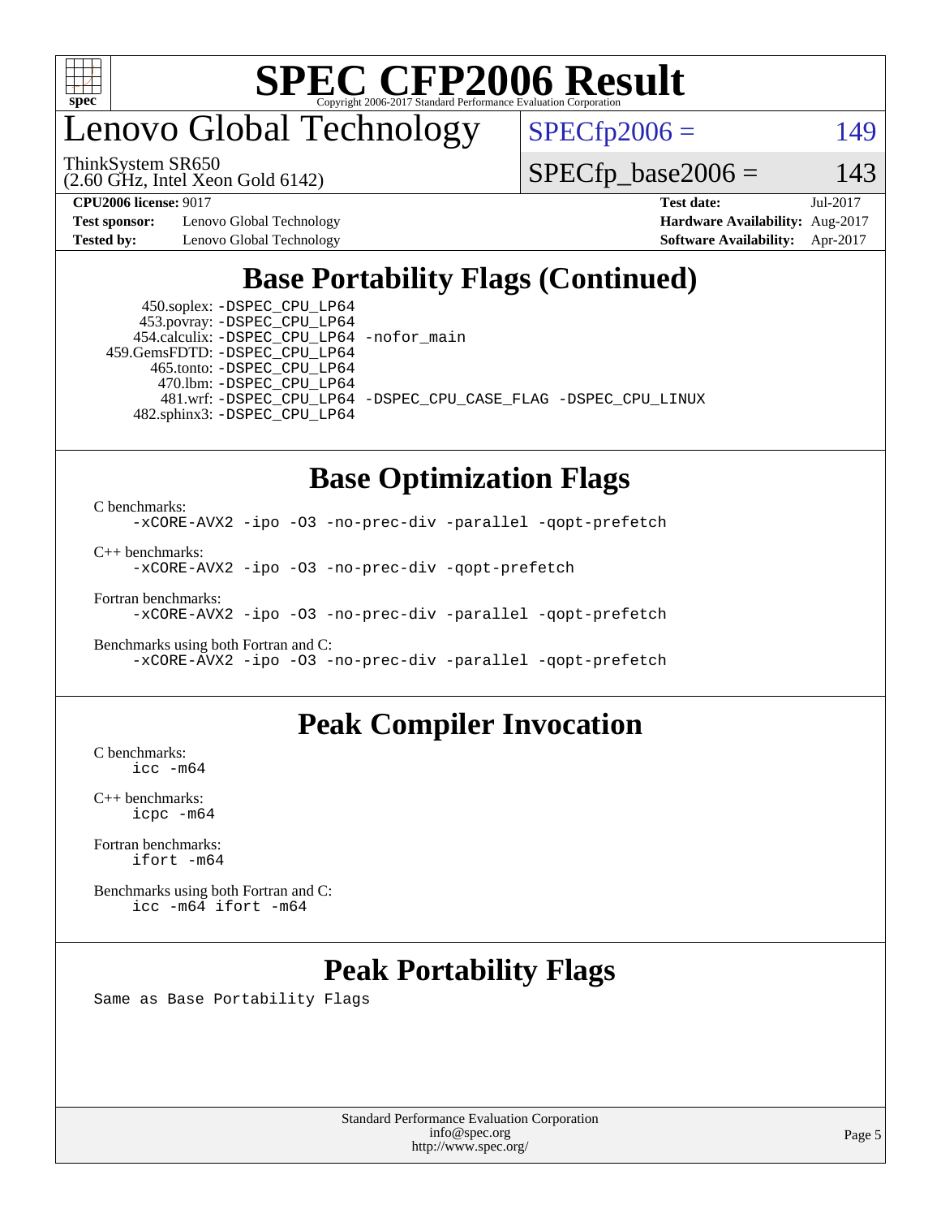# SPEC CFP2006 Result

Copyright 2006-2017 Standard Performance Evaluation Corporation

## Lenovo Global Technology

ThinkSystem SR650
(2.60 GHz, Intel Xeon Gold 6142)

SPECfp2006 = 149

SPECfp_base2006 = 143

**CPU2006 license:** 9017
**Test sponsor:** Lenovo Global Technology
**Tested by:** Lenovo Global Technology

**Test date:** Jul-2017
**Hardware Availability:** Aug-2017
**Software Availability:** Apr-2017

## Base Portability Flags (Continued)

```
     450.soplex: -DSPEC_CPU_LP64
     453.povray: -DSPEC_CPU_LP64
   454.calculix: -DSPEC_CPU_LP64 -nofor_main
 459.GemsFDTD: -DSPEC_CPU_LP64
      465.tonto: -DSPEC_CPU_LP64
        470.lbm: -DSPEC_CPU_LP64
        481.wrf: -DSPEC_CPU_LP64 -DSPEC_CPU_CASE_FLAG -DSPEC_CPU_LINUX
    482.sphinx3: -DSPEC_CPU_LP64
```

## Base Optimization Flags

C benchmarks:
```
-xCORE-AVX2 -ipo -O3 -no-prec-div -parallel -qopt-prefetch
```

C++ benchmarks:
```
-xCORE-AVX2 -ipo -O3 -no-prec-div -qopt-prefetch
```

Fortran benchmarks:
```
-xCORE-AVX2 -ipo -O3 -no-prec-div -parallel -qopt-prefetch
```

Benchmarks using both Fortran and C:
```
-xCORE-AVX2 -ipo -O3 -no-prec-div -parallel -qopt-prefetch
```

## Peak Compiler Invocation

C benchmarks:
```
icc -m64
```

C++ benchmarks:
```
icpc -m64
```

Fortran benchmarks:
```
ifort -m64
```

Benchmarks using both Fortran and C:
```
icc -m64 ifort -m64
```

## Peak Portability Flags

Same as Base Portability Flags

Standard Performance Evaluation Corporation
info@spec.org
http://www.spec.org/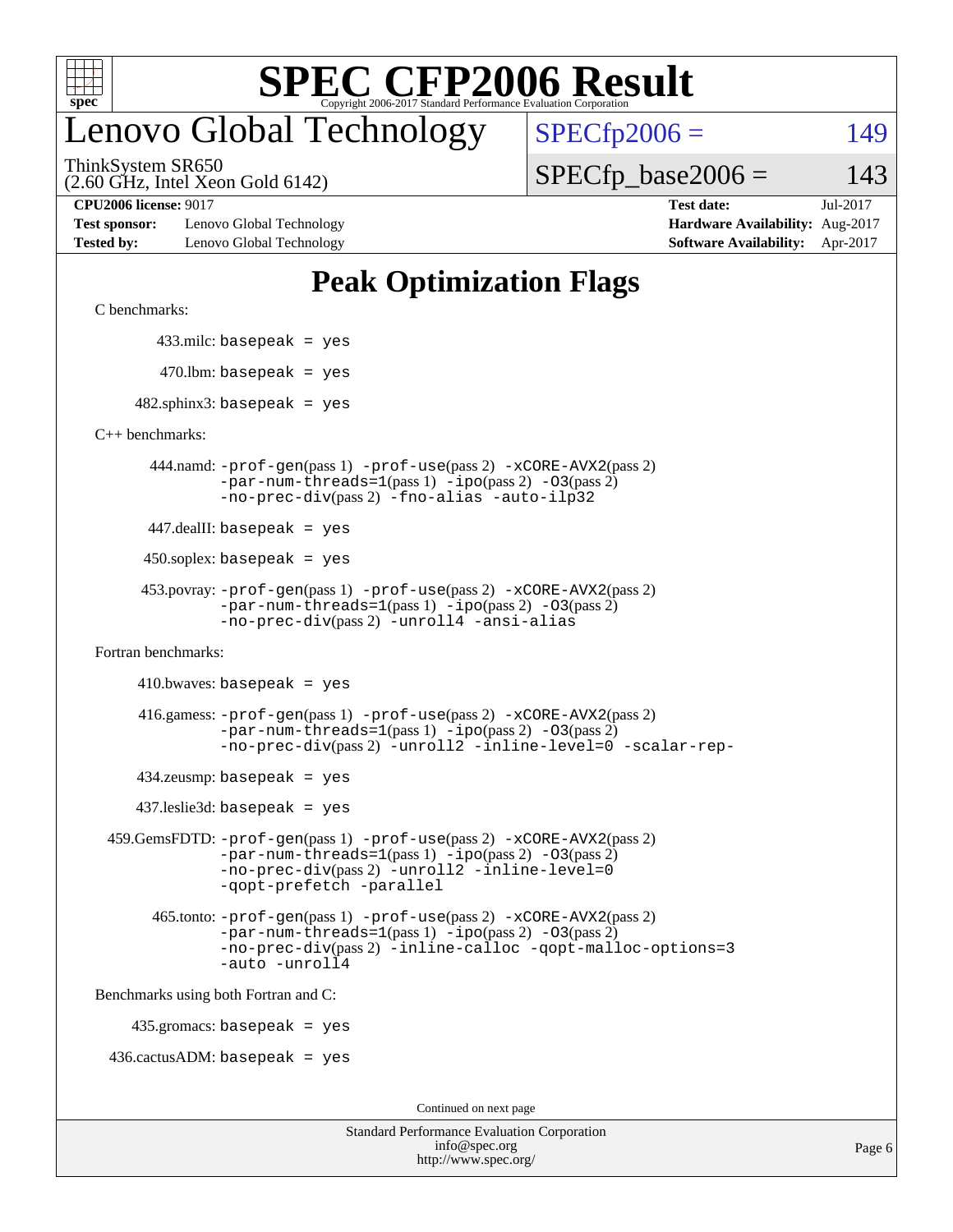# SPEC CFP2006 Result

Copyright 2006-2017 Standard Performance Evaluation Corporation

## Lenovo Global Technology

ThinkSystem SR650
(2.60 GHz, Intel Xeon Gold 6142)

SPECfp2006 = 149

SPECfp_base2006 = 143

| | | | |
|---|---|---|---|
| **CPU2006 license:** 9017 | | **Test date:** | Jul-2017 |
| **Test sponsor:** | Lenovo Global Technology | **Hardware Availability:** | Aug-2017 |
| **Tested by:** | Lenovo Global Technology | **Software Availability:** | Apr-2017 |

## Peak Optimization Flags

C benchmarks:

433.milc: `basepeak = yes`

470.lbm: `basepeak = yes`

482.sphinx3: `basepeak = yes`

C++ benchmarks:

444.namd: `-prof-gen`(pass 1) `-prof-use`(pass 2) `-xCORE-AVX2`(pass 2) `-par-num-threads=1`(pass 1) `-ipo`(pass 2) `-O3`(pass 2) `-no-prec-div`(pass 2) `-fno-alias` `-auto-ilp32`

447.dealII: `basepeak = yes`

450.soplex: `basepeak = yes`

453.povray: `-prof-gen`(pass 1) `-prof-use`(pass 2) `-xCORE-AVX2`(pass 2) `-par-num-threads=1`(pass 1) `-ipo`(pass 2) `-O3`(pass 2) `-no-prec-div`(pass 2) `-unroll4` `-ansi-alias`

Fortran benchmarks:

410.bwaves: `basepeak = yes`

416.gamess: `-prof-gen`(pass 1) `-prof-use`(pass 2) `-xCORE-AVX2`(pass 2) `-par-num-threads=1`(pass 1) `-ipo`(pass 2) `-O3`(pass 2) `-no-prec-div`(pass 2) `-unroll2` `-inline-level=0` `-scalar-rep-`

434.zeusmp: `basepeak = yes`

437.leslie3d: `basepeak = yes`

459.GemsFDTD: `-prof-gen`(pass 1) `-prof-use`(pass 2) `-xCORE-AVX2`(pass 2) `-par-num-threads=1`(pass 1) `-ipo`(pass 2) `-O3`(pass 2) `-no-prec-div`(pass 2) `-unroll2` `-inline-level=0` `-qopt-prefetch` `-parallel`

465.tonto: `-prof-gen`(pass 1) `-prof-use`(pass 2) `-xCORE-AVX2`(pass 2) `-par-num-threads=1`(pass 1) `-ipo`(pass 2) `-O3`(pass 2) `-no-prec-div`(pass 2) `-inline-calloc` `-qopt-malloc-options=3` `-auto` `-unroll4`

Benchmarks using both Fortran and C:

435.gromacs: `basepeak = yes`

436.cactusADM: `basepeak = yes`

Continued on next page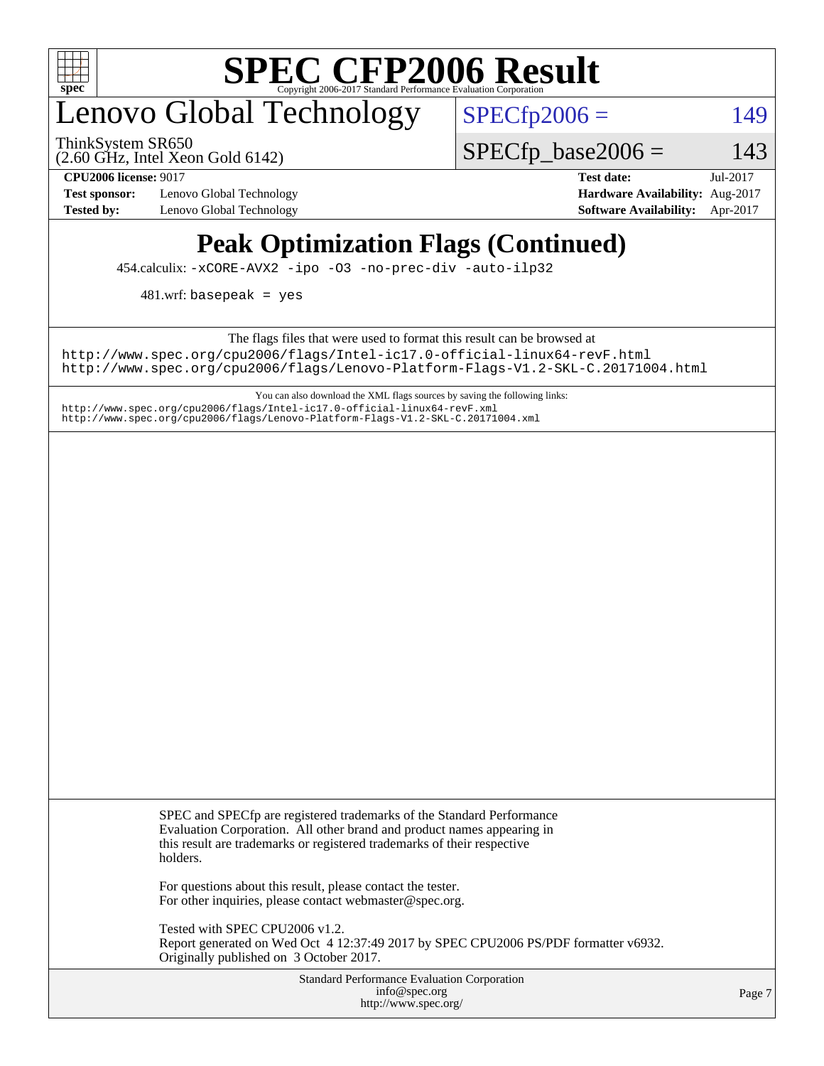# Peak Optimization Flags (Continued)

454.calculix: -xCORE-AVX2 -ipo -O3 -no-prec-div -auto-ilp32

481.wrf: basepeak = yes

The flags files that were used to format this result can be browsed at
http://www.spec.org/cpu2006/flags/Intel-ic17.0-official-linux64-revF.html
http://www.spec.org/cpu2006/flags/Lenovo-Platform-Flags-V1.2-SKL-C.20171004.html

You can also download the XML flags sources by saving the following links:
http://www.spec.org/cpu2006/flags/Intel-ic17.0-official-linux64-revF.xml
http://www.spec.org/cpu2006/flags/Lenovo-Platform-Flags-V1.2-SKL-C.20171004.xml

SPEC and SPECfp are registered trademarks of the Standard Performance Evaluation Corporation. All other brand and product names appearing in this result are trademarks or registered trademarks of their respective holders.

For questions about this result, please contact the tester.
For other inquiries, please contact webmaster@spec.org.

Tested with SPEC CPU2006 v1.2.
Report generated on Wed Oct 4 12:37:49 2017 by SPEC CPU2006 PS/PDF formatter v6932.
Originally published on 3 October 2017.